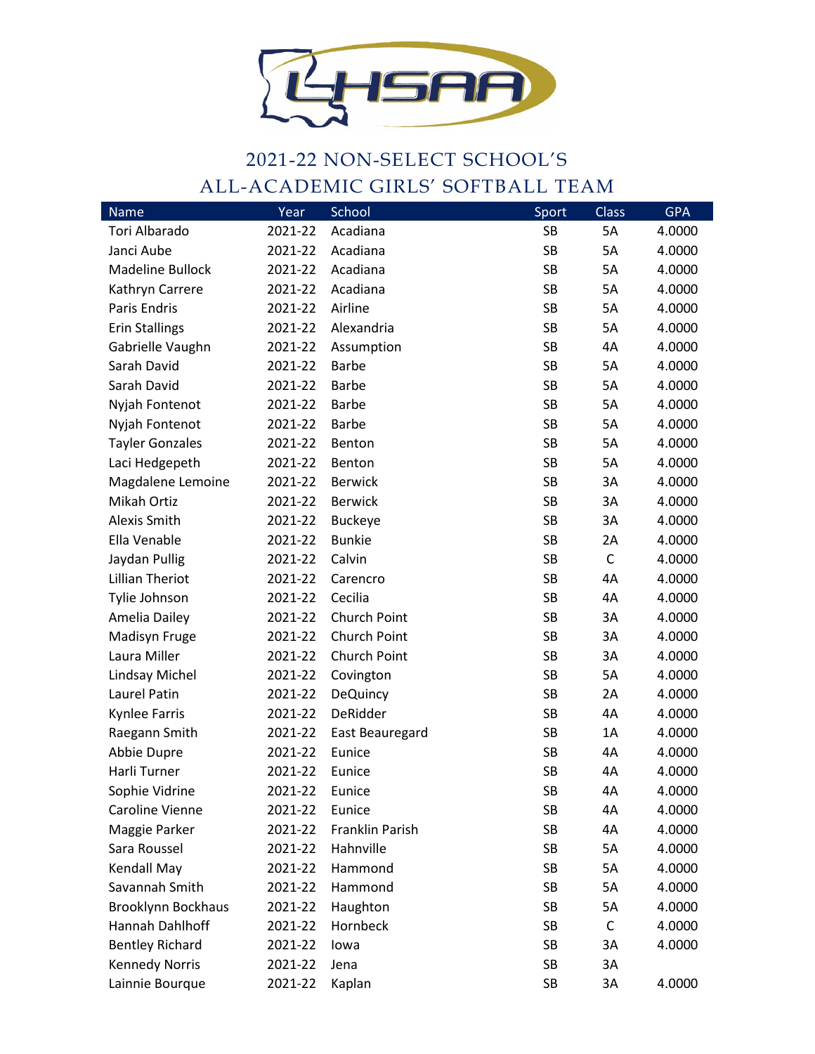# 2021-22 NON-SELECT SCHOOL'S ALL-ACADEMIC GIRLS' SOFTBALL TEAM

| Name | Year | School | Sport | Class | GPA |
|---|---|---|---|---|---|
| Tori Albarado | 2021-22 | Acadiana | SB | 5A | 4.0000 |
| Janci Aube | 2021-22 | Acadiana | SB | 5A | 4.0000 |
| Madeline Bullock | 2021-22 | Acadiana | SB | 5A | 4.0000 |
| Kathryn Carrere | 2021-22 | Acadiana | SB | 5A | 4.0000 |
| Paris Endris | 2021-22 | Airline | SB | 5A | 4.0000 |
| Erin Stallings | 2021-22 | Alexandria | SB | 5A | 4.0000 |
| Gabrielle Vaughn | 2021-22 | Assumption | SB | 4A | 4.0000 |
| Sarah David | 2021-22 | Barbe | SB | 5A | 4.0000 |
| Sarah David | 2021-22 | Barbe | SB | 5A | 4.0000 |
| Nyjah Fontenot | 2021-22 | Barbe | SB | 5A | 4.0000 |
| Nyjah Fontenot | 2021-22 | Barbe | SB | 5A | 4.0000 |
| Tayler Gonzales | 2021-22 | Benton | SB | 5A | 4.0000 |
| Laci Hedgepeth | 2021-22 | Benton | SB | 5A | 4.0000 |
| Magdalene Lemoine | 2021-22 | Berwick | SB | 3A | 4.0000 |
| Mikah Ortiz | 2021-22 | Berwick | SB | 3A | 4.0000 |
| Alexis Smith | 2021-22 | Buckeye | SB | 3A | 4.0000 |
| Ella Venable | 2021-22 | Bunkie | SB | 2A | 4.0000 |
| Jaydan Pullig | 2021-22 | Calvin | SB | C | 4.0000 |
| Lillian Theriot | 2021-22 | Carencro | SB | 4A | 4.0000 |
| Tylie Johnson | 2021-22 | Cecilia | SB | 4A | 4.0000 |
| Amelia Dailey | 2021-22 | Church Point | SB | 3A | 4.0000 |
| Madisyn Fruge | 2021-22 | Church Point | SB | 3A | 4.0000 |
| Laura Miller | 2021-22 | Church Point | SB | 3A | 4.0000 |
| Lindsay Michel | 2021-22 | Covington | SB | 5A | 4.0000 |
| Laurel Patin | 2021-22 | DeQuincy | SB | 2A | 4.0000 |
| Kynlee Farris | 2021-22 | DeRidder | SB | 4A | 4.0000 |
| Raegann Smith | 2021-22 | East Beauregard | SB | 1A | 4.0000 |
| Abbie Dupre | 2021-22 | Eunice | SB | 4A | 4.0000 |
| Harli Turner | 2021-22 | Eunice | SB | 4A | 4.0000 |
| Sophie Vidrine | 2021-22 | Eunice | SB | 4A | 4.0000 |
| Caroline Vienne | 2021-22 | Eunice | SB | 4A | 4.0000 |
| Maggie Parker | 2021-22 | Franklin Parish | SB | 4A | 4.0000 |
| Sara Roussel | 2021-22 | Hahnville | SB | 5A | 4.0000 |
| Kendall May | 2021-22 | Hammond | SB | 5A | 4.0000 |
| Savannah Smith | 2021-22 | Hammond | SB | 5A | 4.0000 |
| Brooklynn Bockhaus | 2021-22 | Haughton | SB | 5A | 4.0000 |
| Hannah Dahlhoff | 2021-22 | Hornbeck | SB | C | 4.0000 |
| Bentley Richard | 2021-22 | Iowa | SB | 3A | 4.0000 |
| Kennedy Norris | 2021-22 | Jena | SB | 3A | |
| Lainnie Bourque | 2021-22 | Kaplan | SB | 3A | 4.0000 |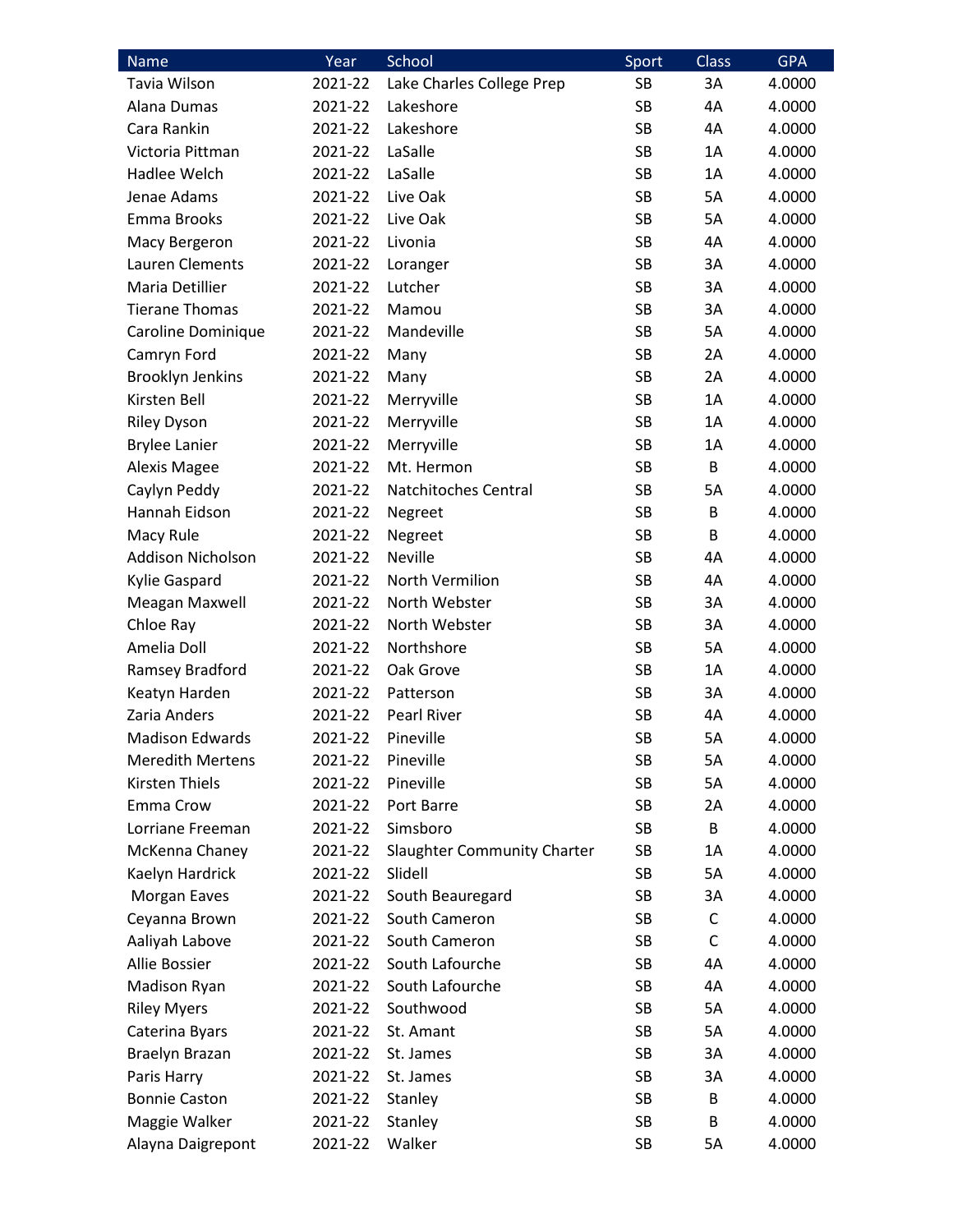| Name | Year | School | Sport | Class | GPA |
|---|---|---|---|---|---|
| Tavia Wilson | 2021-22 | Lake Charles College Prep | SB | 3A | 4.0000 |
| Alana Dumas | 2021-22 | Lakeshore | SB | 4A | 4.0000 |
| Cara Rankin | 2021-22 | Lakeshore | SB | 4A | 4.0000 |
| Victoria Pittman | 2021-22 | LaSalle | SB | 1A | 4.0000 |
| Hadlee Welch | 2021-22 | LaSalle | SB | 1A | 4.0000 |
| Jenae Adams | 2021-22 | Live Oak | SB | 5A | 4.0000 |
| Emma Brooks | 2021-22 | Live Oak | SB | 5A | 4.0000 |
| Macy Bergeron | 2021-22 | Livonia | SB | 4A | 4.0000 |
| Lauren Clements | 2021-22 | Loranger | SB | 3A | 4.0000 |
| Maria Detillier | 2021-22 | Lutcher | SB | 3A | 4.0000 |
| Tierane Thomas | 2021-22 | Mamou | SB | 3A | 4.0000 |
| Caroline Dominique | 2021-22 | Mandeville | SB | 5A | 4.0000 |
| Camryn Ford | 2021-22 | Many | SB | 2A | 4.0000 |
| Brooklyn Jenkins | 2021-22 | Many | SB | 2A | 4.0000 |
| Kirsten Bell | 2021-22 | Merryville | SB | 1A | 4.0000 |
| Riley Dyson | 2021-22 | Merryville | SB | 1A | 4.0000 |
| Brylee Lanier | 2021-22 | Merryville | SB | 1A | 4.0000 |
| Alexis Magee | 2021-22 | Mt. Hermon | SB | B | 4.0000 |
| Caylyn Peddy | 2021-22 | Natchitoches Central | SB | 5A | 4.0000 |
| Hannah Eidson | 2021-22 | Negreet | SB | B | 4.0000 |
| Macy Rule | 2021-22 | Negreet | SB | B | 4.0000 |
| Addison Nicholson | 2021-22 | Neville | SB | 4A | 4.0000 |
| Kylie Gaspard | 2021-22 | North Vermilion | SB | 4A | 4.0000 |
| Meagan Maxwell | 2021-22 | North Webster | SB | 3A | 4.0000 |
| Chloe Ray | 2021-22 | North Webster | SB | 3A | 4.0000 |
| Amelia Doll | 2021-22 | Northshore | SB | 5A | 4.0000 |
| Ramsey Bradford | 2021-22 | Oak Grove | SB | 1A | 4.0000 |
| Keatyn Harden | 2021-22 | Patterson | SB | 3A | 4.0000 |
| Zaria Anders | 2021-22 | Pearl River | SB | 4A | 4.0000 |
| Madison Edwards | 2021-22 | Pineville | SB | 5A | 4.0000 |
| Meredith Mertens | 2021-22 | Pineville | SB | 5A | 4.0000 |
| Kirsten Thiels | 2021-22 | Pineville | SB | 5A | 4.0000 |
| Emma Crow | 2021-22 | Port Barre | SB | 2A | 4.0000 |
| Lorriane Freeman | 2021-22 | Simsboro | SB | B | 4.0000 |
| McKenna Chaney | 2021-22 | Slaughter Community Charter | SB | 1A | 4.0000 |
| Kaelyn Hardrick | 2021-22 | Slidell | SB | 5A | 4.0000 |
| Morgan Eaves | 2021-22 | South Beauregard | SB | 3A | 4.0000 |
| Ceyanna Brown | 2021-22 | South Cameron | SB | C | 4.0000 |
| Aaliyah Labove | 2021-22 | South Cameron | SB | C | 4.0000 |
| Allie Bossier | 2021-22 | South Lafourche | SB | 4A | 4.0000 |
| Madison Ryan | 2021-22 | South Lafourche | SB | 4A | 4.0000 |
| Riley Myers | 2021-22 | Southwood | SB | 5A | 4.0000 |
| Caterina Byars | 2021-22 | St. Amant | SB | 5A | 4.0000 |
| Braelyn Brazan | 2021-22 | St. James | SB | 3A | 4.0000 |
| Paris Harry | 2021-22 | St. James | SB | 3A | 4.0000 |
| Bonnie Caston | 2021-22 | Stanley | SB | B | 4.0000 |
| Maggie Walker | 2021-22 | Stanley | SB | B | 4.0000 |
| Alayna Daigrepont | 2021-22 | Walker | SB | 5A | 4.0000 |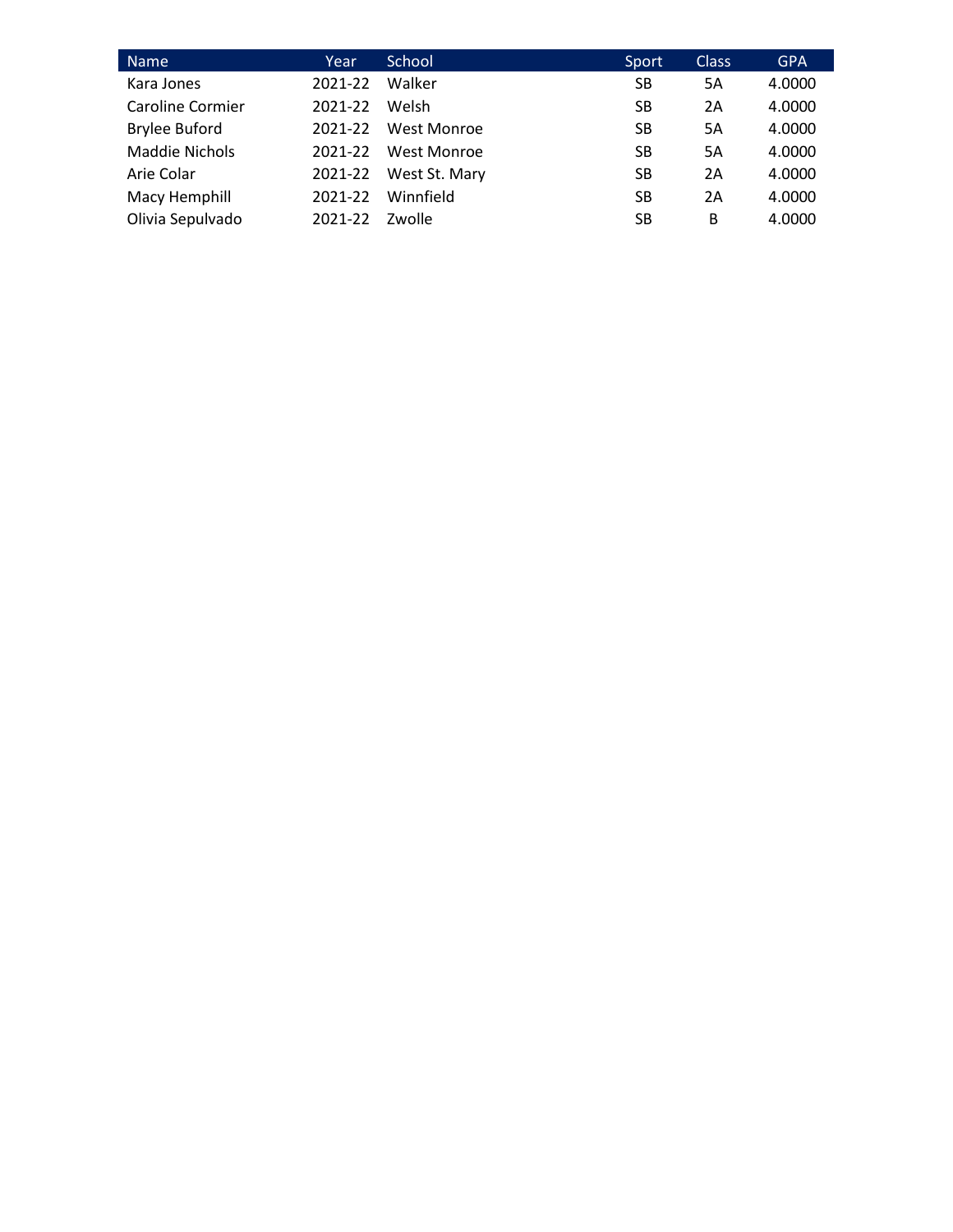| Name | Year | School | Sport | Class | GPA |
|---|---|---|---|---|---|
| Kara Jones | 2021-22 | Walker | SB | 5A | 4.0000 |
| Caroline Cormier | 2021-22 | Welsh | SB | 2A | 4.0000 |
| Brylee Buford | 2021-22 | West Monroe | SB | 5A | 4.0000 |
| Maddie Nichols | 2021-22 | West Monroe | SB | 5A | 4.0000 |
| Arie Colar | 2021-22 | West St. Mary | SB | 2A | 4.0000 |
| Macy Hemphill | 2021-22 | Winnfield | SB | 2A | 4.0000 |
| Olivia Sepulvado | 2021-22 | Zwolle | SB | B | 4.0000 |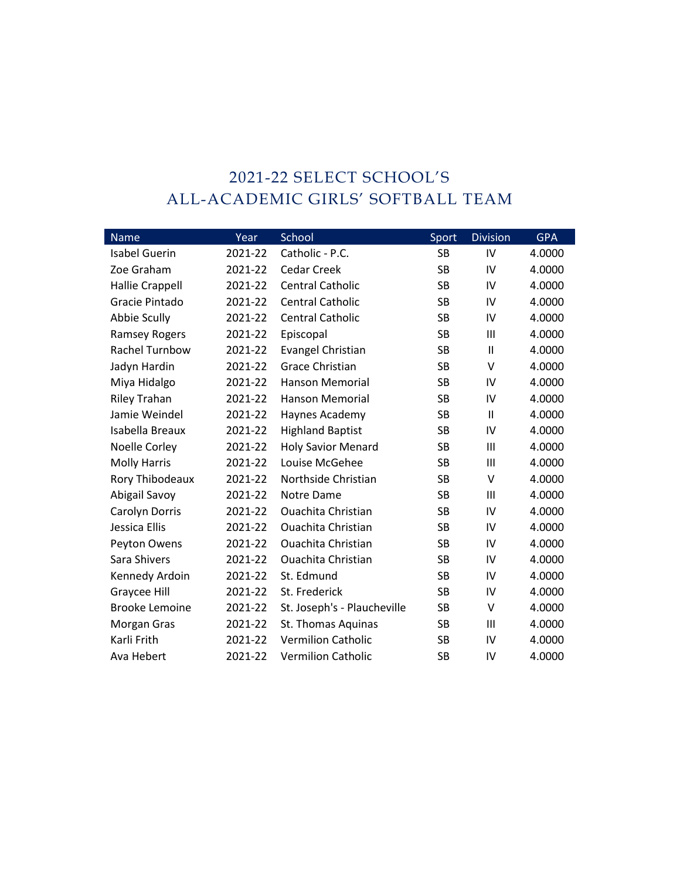# 2021-22 SELECT SCHOOL'S
# ALL-ACADEMIC GIRLS' SOFTBALL TEAM

| Name | Year | School | Sport | Division | GPA |
|---|---|---|---|---|---|
| Isabel Guerin | 2021-22 | Catholic - P.C. | SB | IV | 4.0000 |
| Zoe Graham | 2021-22 | Cedar Creek | SB | IV | 4.0000 |
| Hallie Crappell | 2021-22 | Central Catholic | SB | IV | 4.0000 |
| Gracie Pintado | 2021-22 | Central Catholic | SB | IV | 4.0000 |
| Abbie Scully | 2021-22 | Central Catholic | SB | IV | 4.0000 |
| Ramsey Rogers | 2021-22 | Episcopal | SB | III | 4.0000 |
| Rachel Turnbow | 2021-22 | Evangel Christian | SB | II | 4.0000 |
| Jadyn Hardin | 2021-22 | Grace Christian | SB | V | 4.0000 |
| Miya Hidalgo | 2021-22 | Hanson Memorial | SB | IV | 4.0000 |
| Riley Trahan | 2021-22 | Hanson Memorial | SB | IV | 4.0000 |
| Jamie Weindel | 2021-22 | Haynes Academy | SB | II | 4.0000 |
| Isabella Breaux | 2021-22 | Highland Baptist | SB | IV | 4.0000 |
| Noelle Corley | 2021-22 | Holy Savior Menard | SB | III | 4.0000 |
| Molly Harris | 2021-22 | Louise McGehee | SB | III | 4.0000 |
| Rory Thibodeaux | 2021-22 | Northside Christian | SB | V | 4.0000 |
| Abigail Savoy | 2021-22 | Notre Dame | SB | III | 4.0000 |
| Carolyn Dorris | 2021-22 | Ouachita Christian | SB | IV | 4.0000 |
| Jessica Ellis | 2021-22 | Ouachita Christian | SB | IV | 4.0000 |
| Peyton Owens | 2021-22 | Ouachita Christian | SB | IV | 4.0000 |
| Sara Shivers | 2021-22 | Ouachita Christian | SB | IV | 4.0000 |
| Kennedy Ardoin | 2021-22 | St. Edmund | SB | IV | 4.0000 |
| Graycee Hill | 2021-22 | St. Frederick | SB | IV | 4.0000 |
| Brooke Lemoine | 2021-22 | St. Joseph's - Plaucheville | SB | V | 4.0000 |
| Morgan Gras | 2021-22 | St. Thomas Aquinas | SB | III | 4.0000 |
| Karli Frith | 2021-22 | Vermilion Catholic | SB | IV | 4.0000 |
| Ava Hebert | 2021-22 | Vermilion Catholic | SB | IV | 4.0000 |